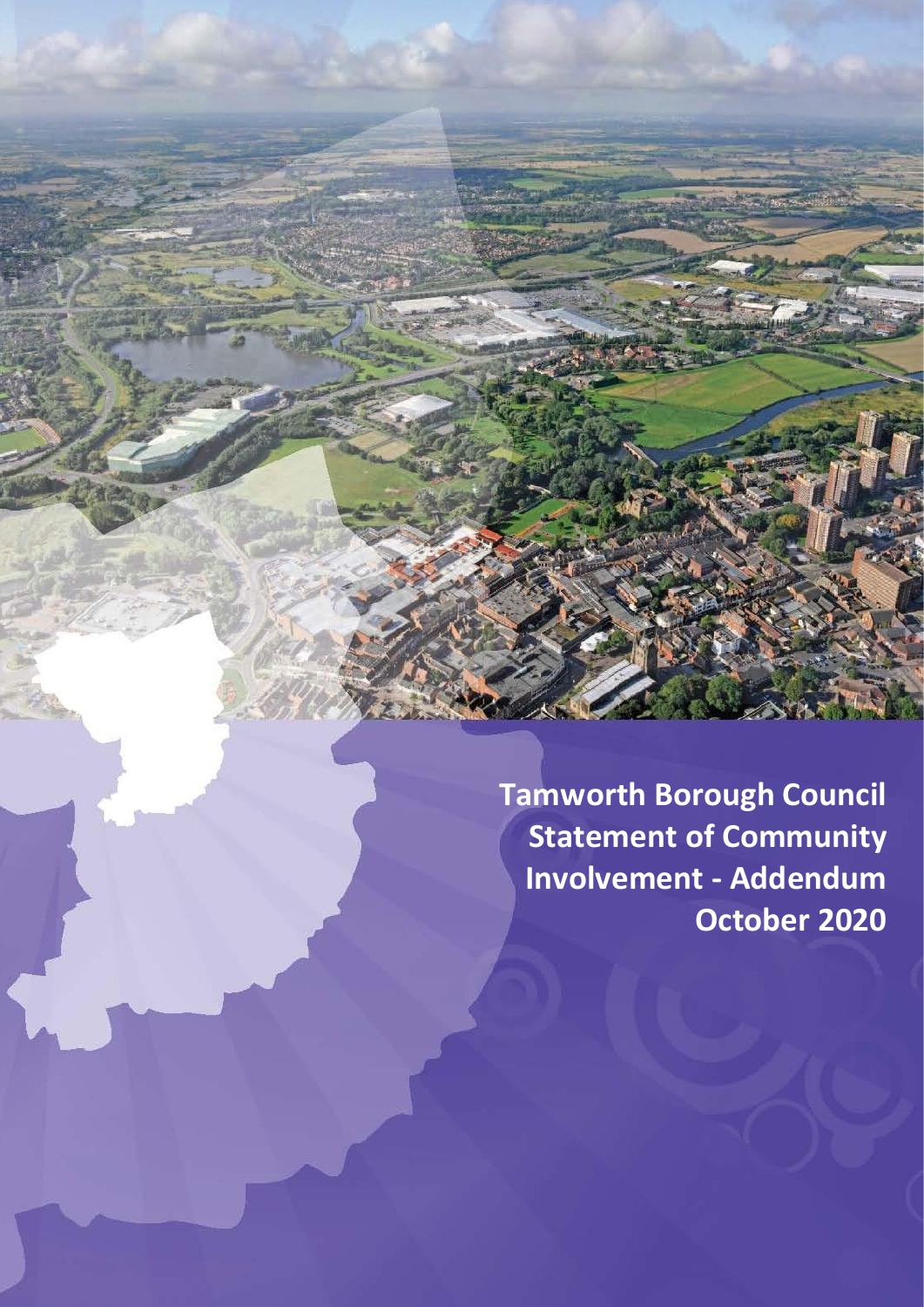# Tamworth Borough Council Statement of Community Involvement - Addendum October 2020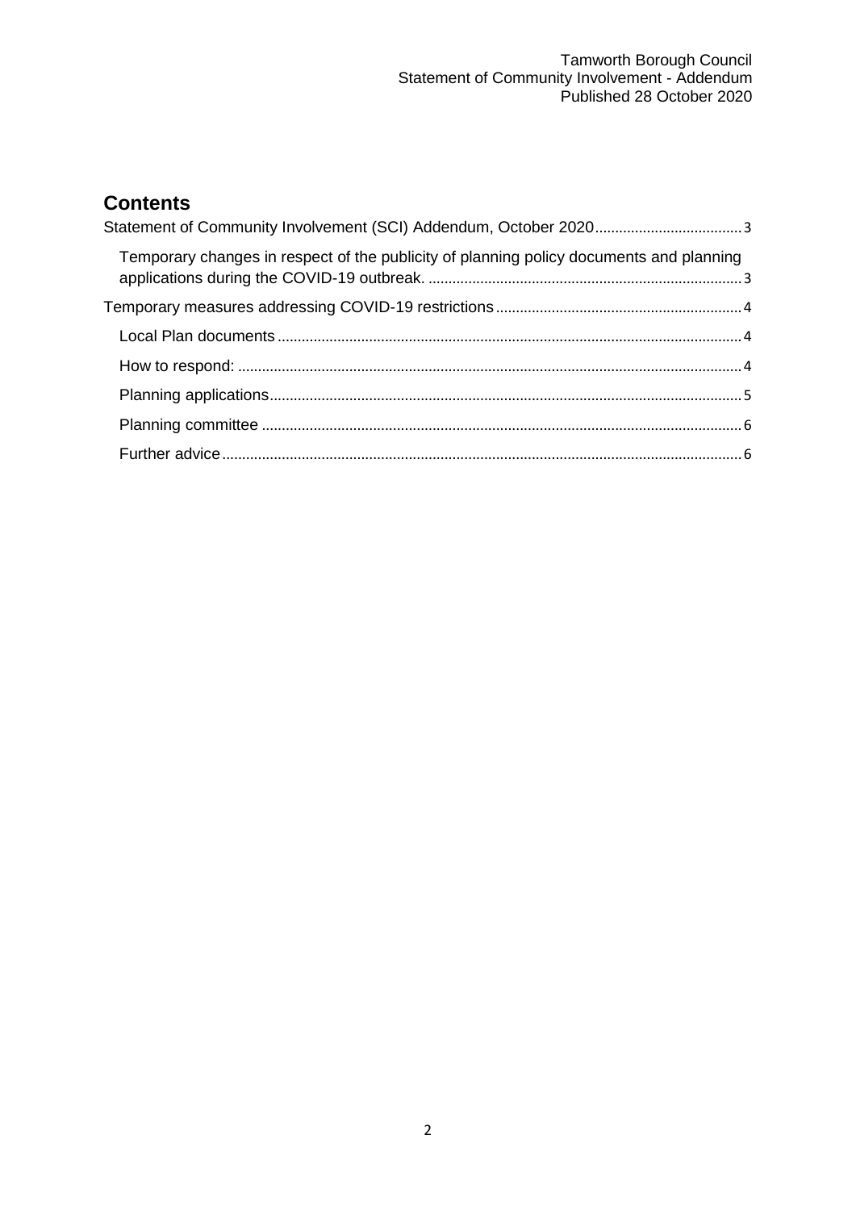## Contents

Statement of Community Involvement (SCI) Addendum, October 2020 .................................... 3

- Temporary changes in respect of the publicity of planning policy documents and planning applications during the COVID-19 outbreak. .............................................................................. 3

Temporary measures addressing COVID-19 restrictions ............................................................. 4

- Local Plan documents ................................................................................................................... 4
- How to respond: ............................................................................................................................. 4
- Planning applications ..................................................................................................................... 5
- Planning committee ........................................................................................................................ 6
- Further advice ................................................................................................................................. 6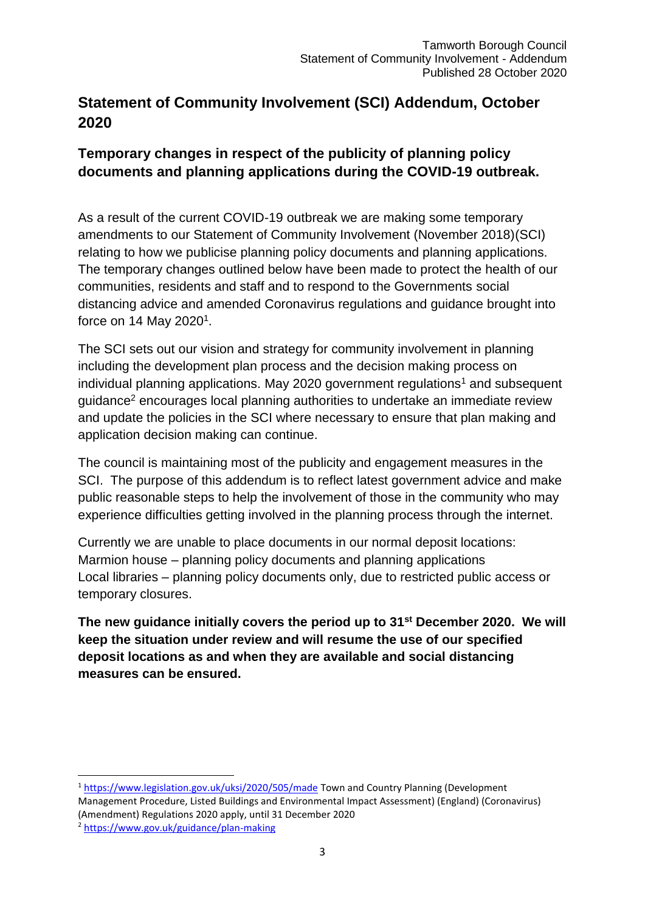## Statement of Community Involvement (SCI) Addendum, October 2020

### Temporary changes in respect of the publicity of planning policy documents and planning applications during the COVID-19 outbreak.

As a result of the current COVID-19 outbreak we are making some temporary amendments to our Statement of Community Involvement (November 2018)(SCI) relating to how we publicise planning policy documents and planning applications. The temporary changes outlined below have been made to protect the health of our communities, residents and staff and to respond to the Governments social distancing advice and amended Coronavirus regulations and guidance brought into force on 14 May 2020[1].

The SCI sets out our vision and strategy for community involvement in planning including the development plan process and the decision making process on individual planning applications. May 2020 government regulations[1] and subsequent guidance[2] encourages local planning authorities to undertake an immediate review and update the policies in the SCI where necessary to ensure that plan making and application decision making can continue.

The council is maintaining most of the publicity and engagement measures in the SCI. The purpose of this addendum is to reflect latest government advice and make public reasonable steps to help the involvement of those in the community who may experience difficulties getting involved in the planning process through the internet.

Currently we are unable to place documents in our normal deposit locations:
Marmion house – planning policy documents and planning applications
Local libraries – planning policy documents only, due to restricted public access or temporary closures.

**The new guidance initially covers the period up to 31st December 2020. We will keep the situation under review and will resume the use of our specified deposit locations as and when they are available and social distancing measures can be ensured.**

---

[1] https://www.legislation.gov.uk/uksi/2020/505/made Town and Country Planning (Development Management Procedure, Listed Buildings and Environmental Impact Assessment) (England) (Coronavirus) (Amendment) Regulations 2020 apply, until 31 December 2020

[2] https://www.gov.uk/guidance/plan-making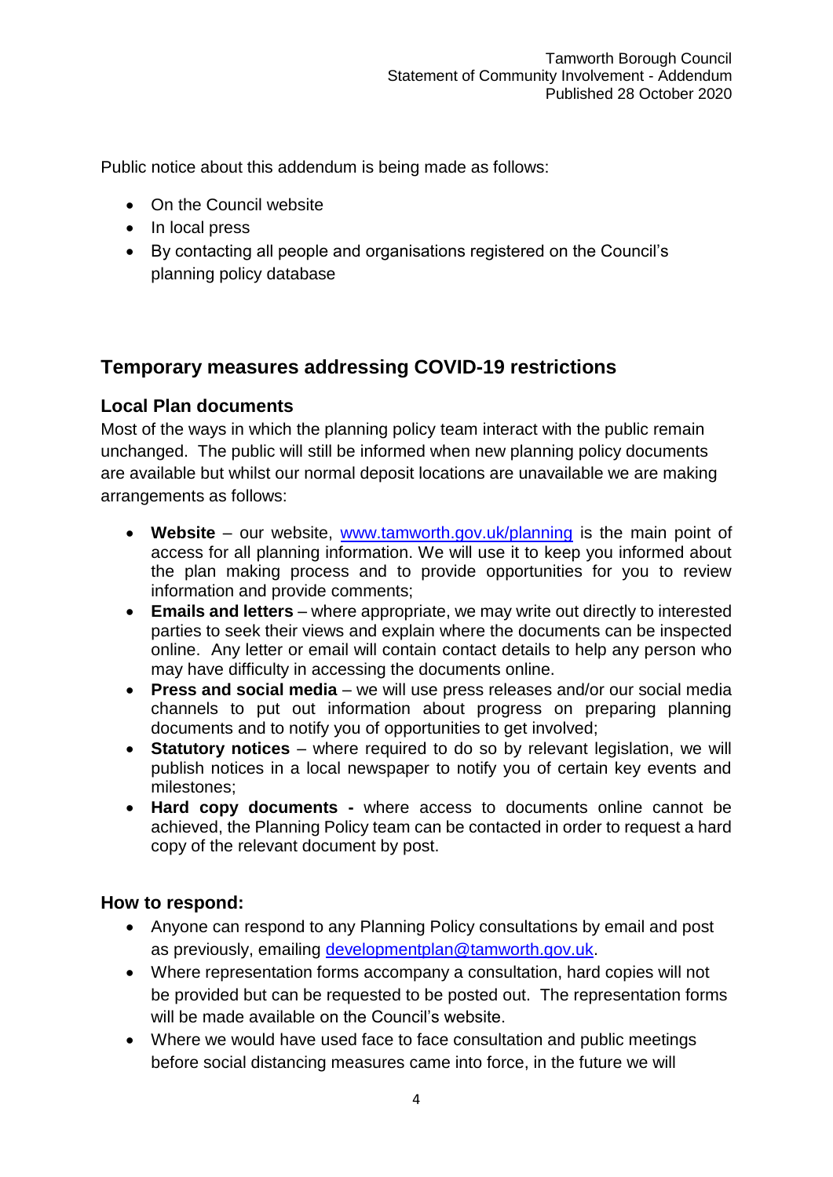Public notice about this addendum is being made as follows:

- On the Council website
- In local press
- By contacting all people and organisations registered on the Council's planning policy database

## Temporary measures addressing COVID-19 restrictions

### Local Plan documents

Most of the ways in which the planning policy team interact with the public remain unchanged. The public will still be informed when new planning policy documents are available but whilst our normal deposit locations are unavailable we are making arrangements as follows:

- **Website** – our website, www.tamworth.gov.uk/planning is the main point of access for all planning information. We will use it to keep you informed about the plan making process and to provide opportunities for you to review information and provide comments;
- **Emails and letters** – where appropriate, we may write out directly to interested parties to seek their views and explain where the documents can be inspected online. Any letter or email will contain contact details to help any person who may have difficulty in accessing the documents online.
- **Press and social media** – we will use press releases and/or our social media channels to put out information about progress on preparing planning documents and to notify you of opportunities to get involved;
- **Statutory notices** – where required to do so by relevant legislation, we will publish notices in a local newspaper to notify you of certain key events and milestones;
- **Hard copy documents -** where access to documents online cannot be achieved, the Planning Policy team can be contacted in order to request a hard copy of the relevant document by post.

### How to respond:

- Anyone can respond to any Planning Policy consultations by email and post as previously, emailing developmentplan@tamworth.gov.uk.
- Where representation forms accompany a consultation, hard copies will not be provided but can be requested to be posted out. The representation forms will be made available on the Council's website.
- Where we would have used face to face consultation and public meetings before social distancing measures came into force, in the future we will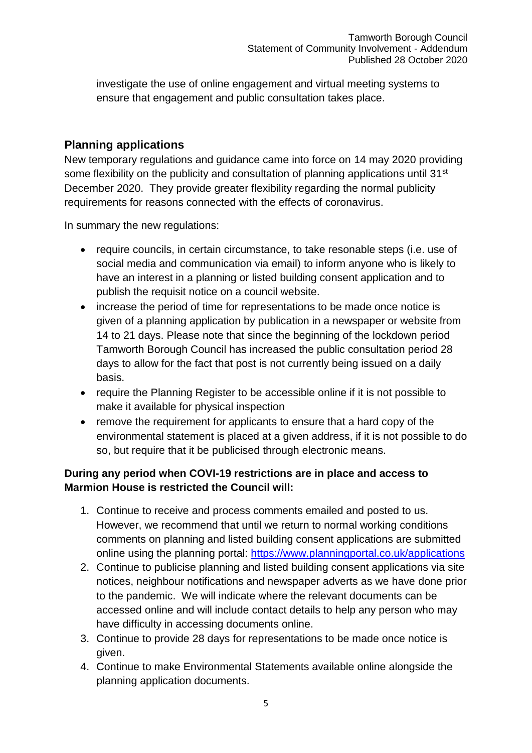investigate the use of online engagement and virtual meeting systems to ensure that engagement and public consultation takes place.

## Planning applications

New temporary regulations and guidance came into force on 14 may 2020 providing some flexibility on the publicity and consultation of planning applications until 31st December 2020. They provide greater flexibility regarding the normal publicity requirements for reasons connected with the effects of coronavirus.

In summary the new regulations:

- require councils, in certain circumstance, to take resonable steps (i.e. use of social media and communication via email) to inform anyone who is likely to have an interest in a planning or listed building consent application and to publish the requisit notice on a council website.
- increase the period of time for representations to be made once notice is given of a planning application by publication in a newspaper or website from 14 to 21 days. Please note that since the beginning of the lockdown period Tamworth Borough Council has increased the public consultation period 28 days to allow for the fact that post is not currently being issued on a daily basis.
- require the Planning Register to be accessible online if it is not possible to make it available for physical inspection
- remove the requirement for applicants to ensure that a hard copy of the environmental statement is placed at a given address, if it is not possible to do so, but require that it be publicised through electronic means.

**During any period when COVI-19 restrictions are in place and access to Marmion House is restricted the Council will:**

1. Continue to receive and process comments emailed and posted to us. However, we recommend that until we return to normal working conditions comments on planning and listed building consent applications are submitted online using the planning portal: https://www.planningportal.co.uk/applications
2. Continue to publicise planning and listed building consent applications via site notices, neighbour notifications and newspaper adverts as we have done prior to the pandemic. We will indicate where the relevant documents can be accessed online and will include contact details to help any person who may have difficulty in accessing documents online.
3. Continue to provide 28 days for representations to be made once notice is given.
4. Continue to make Environmental Statements available online alongside the planning application documents.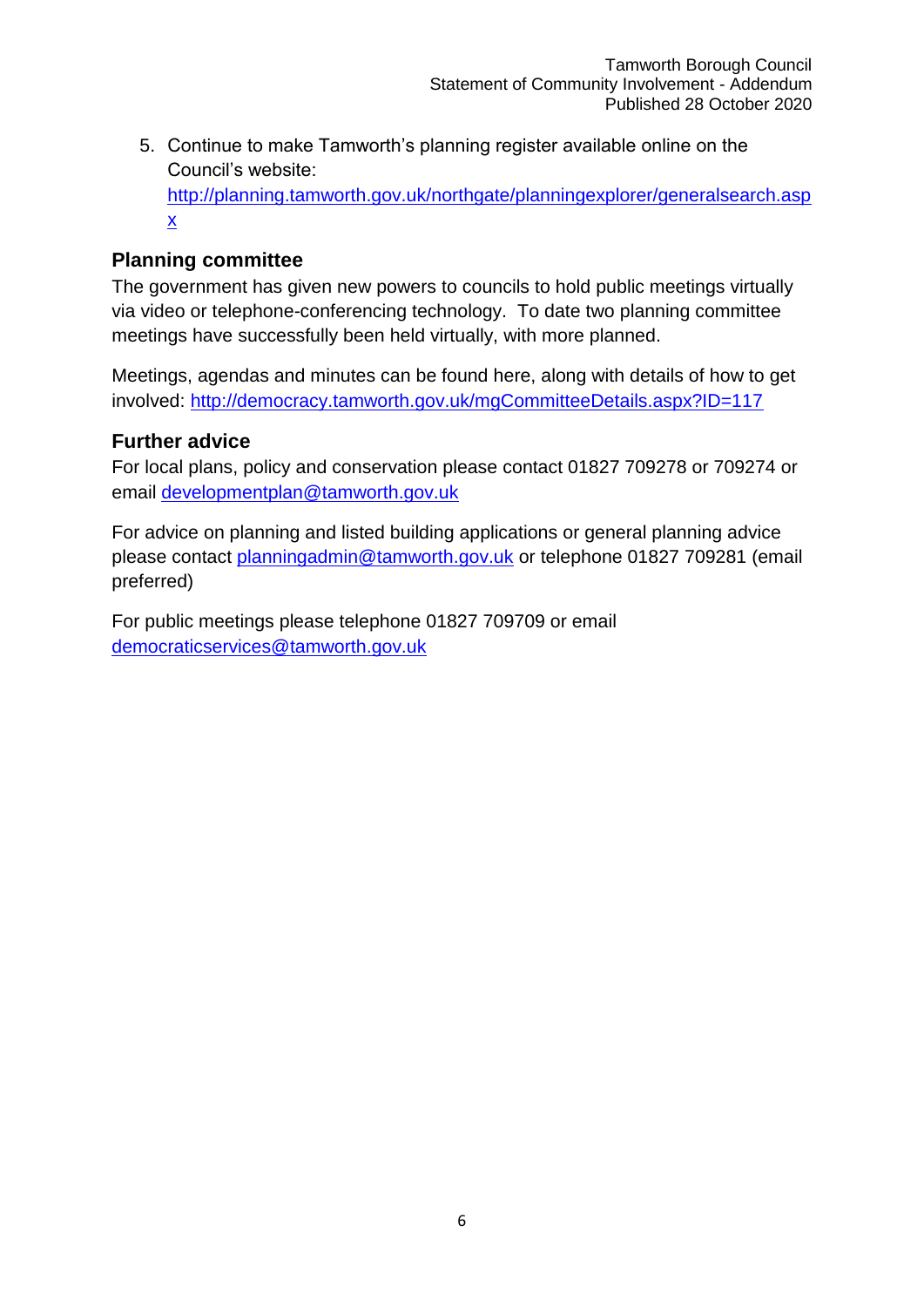5. Continue to make Tamworth's planning register available online on the Council's website: [http://planning.tamworth.gov.uk/northgate/planningexplorer/generalsearch.aspx](http://planning.tamworth.gov.uk/northgate/planningexplorer/generalsearch.aspx)

## Planning committee

The government has given new powers to councils to hold public meetings virtually via video or telephone-conferencing technology. To date two planning committee meetings have successfully been held virtually, with more planned.

Meetings, agendas and minutes can be found here, along with details of how to get involved: [http://democracy.tamworth.gov.uk/mgCommitteeDetails.aspx?ID=117](http://democracy.tamworth.gov.uk/mgCommitteeDetails.aspx?ID=117)

## Further advice

For local plans, policy and conservation please contact 01827 709278 or 709274 or email [developmentplan@tamworth.gov.uk](mailto:developmentplan@tamworth.gov.uk)

For advice on planning and listed building applications or general planning advice please contact [planningadmin@tamworth.gov.uk](mailto:planningadmin@tamworth.gov.uk) or telephone 01827 709281 (email preferred)

For public meetings please telephone 01827 709709 or email [democraticservices@tamworth.gov.uk](mailto:democraticservices@tamworth.gov.uk)